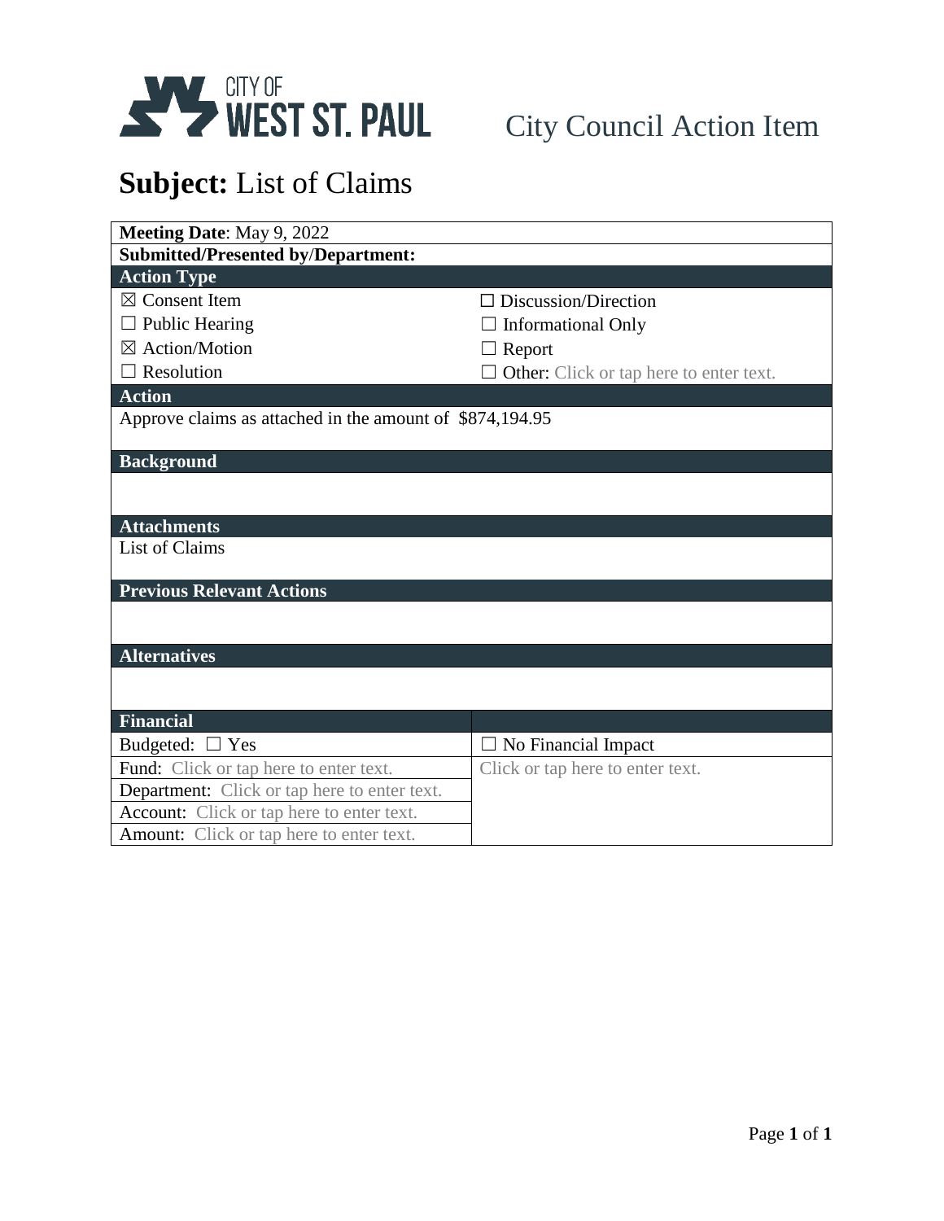CITY OF WEST ST. PAUL

City Council Action Item

# **Subject:** List of Claims

| | |
|---|---|
| **Meeting Date**: May 9, 2022 | |
| **Submitted/Presented by/Department:** | |
| **Action Type** | |
| ☒ Consent Item | ☐ Discussion/Direction |
| ☐ Public Hearing | ☐ Informational Only |
| ☒ Action/Motion | ☐ Report |
| ☐ Resolution | ☐ **Other:** Click or tap here to enter text. |
| **Action** | |
| Approve claims as attached in the amount of $874,194.95 | |
| **Background** | |
| | |
| **Attachments** | |
| List of Claims | |
| **Previous Relevant Actions** | |
| | |
| **Alternatives** | |
| | |
| **Financial** | |
| Budgeted: ☐ Yes | ☐ No Financial Impact |
| Fund: Click or tap here to enter text. | Click or tap here to enter text. |
| Department: Click or tap here to enter text. | |
| Account: Click or tap here to enter text. | |
| Amount: Click or tap here to enter text. | |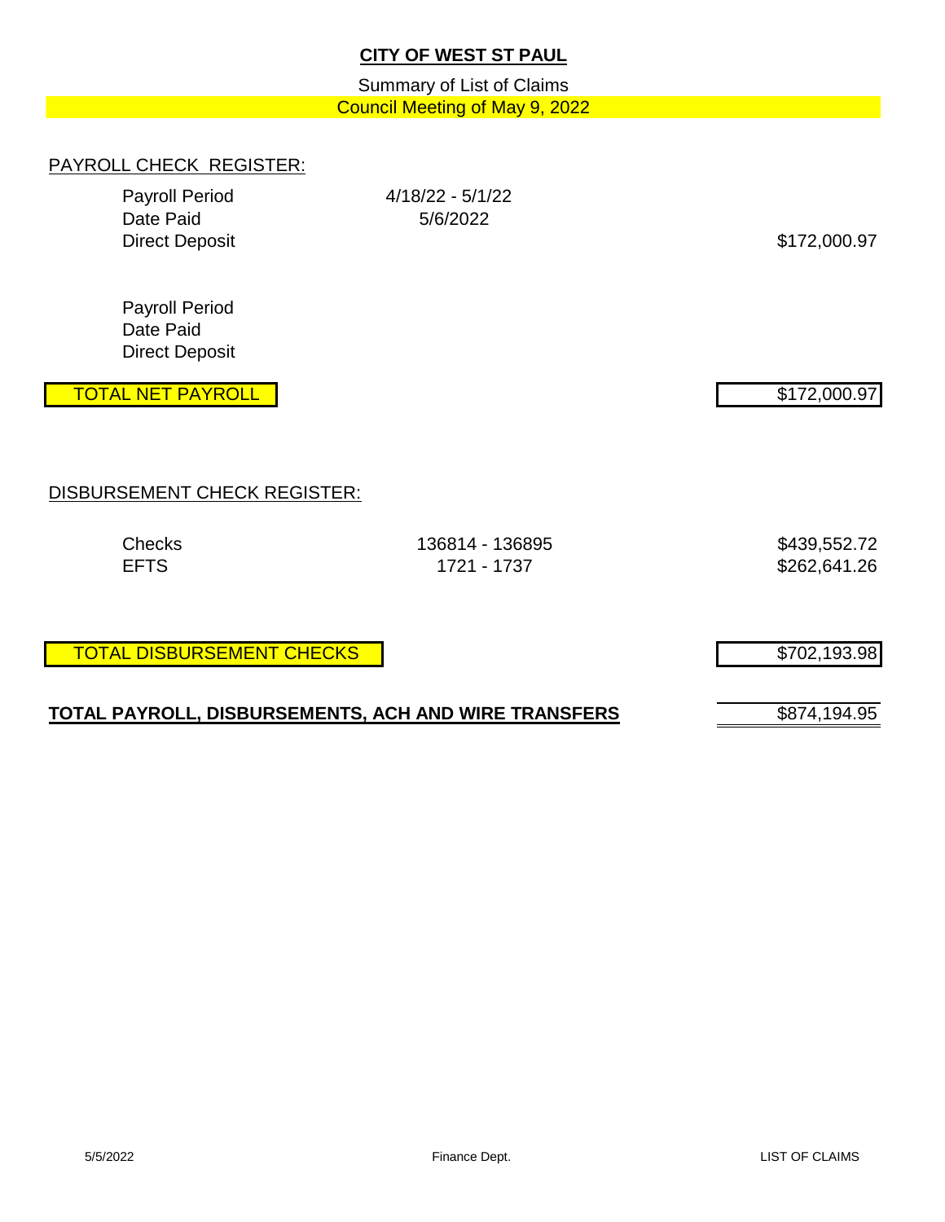# CITY OF WEST ST PAUL

Summary of List of Claims

Council Meeting of May 9, 2022

## PAYROLL CHECK REGISTER:

| | | |
|---|---|---|
| Payroll Period | 4/18/22 - 5/1/22 | |
| Date Paid | 5/6/2022 | |
| Direct Deposit | | $172,000.97 |
| | | |
| Payroll Period | | |
| Date Paid | | |
| Direct Deposit | | |
| **TOTAL NET PAYROLL** | | **$172,000.97** |

## DISBURSEMENT CHECK REGISTER:

| | | |
|---|---|---|
| Checks | 136814 - 136895 | $439,552.72 |
| EFTS | 1721 - 1737 | $262,641.26 |
| **TOTAL DISBURSEMENT CHECKS** | | **$702,193.98** |

**TOTAL PAYROLL, DISBURSEMENTS, ACH AND WIRE TRANSFERS** $874,194.95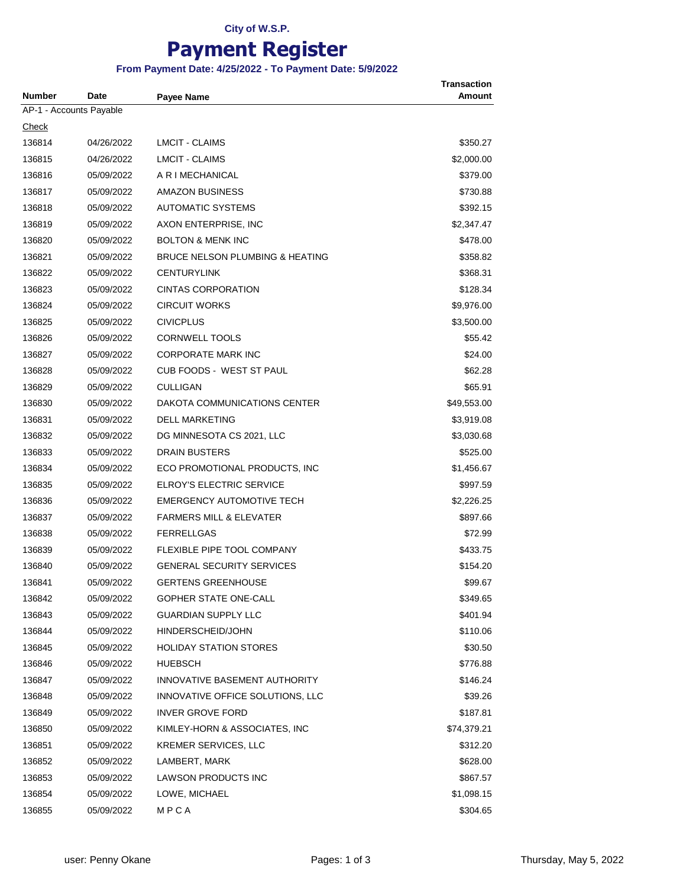City of W.S.P.

# Payment Register

**From Payment Date: 4/25/2022 - To Payment Date: 5/9/2022**

| Number | Date | Payee Name | Transaction Amount |
|---|---|---|---|
| AP-1 - Accounts Payable | | | |
| Check | | | |
| 136814 | 04/26/2022 | LMCIT - CLAIMS | $350.27 |
| 136815 | 04/26/2022 | LMCIT - CLAIMS | $2,000.00 |
| 136816 | 05/09/2022 | A R I MECHANICAL | $379.00 |
| 136817 | 05/09/2022 | AMAZON BUSINESS | $730.88 |
| 136818 | 05/09/2022 | AUTOMATIC SYSTEMS | $392.15 |
| 136819 | 05/09/2022 | AXON ENTERPRISE, INC | $2,347.47 |
| 136820 | 05/09/2022 | BOLTON & MENK INC | $478.00 |
| 136821 | 05/09/2022 | BRUCE NELSON PLUMBING & HEATING | $358.82 |
| 136822 | 05/09/2022 | CENTURYLINK | $368.31 |
| 136823 | 05/09/2022 | CINTAS CORPORATION | $128.34 |
| 136824 | 05/09/2022 | CIRCUIT WORKS | $9,976.00 |
| 136825 | 05/09/2022 | CIVICPLUS | $3,500.00 |
| 136826 | 05/09/2022 | CORNWELL TOOLS | $55.42 |
| 136827 | 05/09/2022 | CORPORATE MARK INC | $24.00 |
| 136828 | 05/09/2022 | CUB FOODS - WEST ST PAUL | $62.28 |
| 136829 | 05/09/2022 | CULLIGAN | $65.91 |
| 136830 | 05/09/2022 | DAKOTA COMMUNICATIONS CENTER | $49,553.00 |
| 136831 | 05/09/2022 | DELL MARKETING | $3,919.08 |
| 136832 | 05/09/2022 | DG MINNESOTA CS 2021, LLC | $3,030.68 |
| 136833 | 05/09/2022 | DRAIN BUSTERS | $525.00 |
| 136834 | 05/09/2022 | ECO PROMOTIONAL PRODUCTS, INC | $1,456.67 |
| 136835 | 05/09/2022 | ELROY'S ELECTRIC SERVICE | $997.59 |
| 136836 | 05/09/2022 | EMERGENCY AUTOMOTIVE TECH | $2,226.25 |
| 136837 | 05/09/2022 | FARMERS MILL & ELEVATER | $897.66 |
| 136838 | 05/09/2022 | FERRELLGAS | $72.99 |
| 136839 | 05/09/2022 | FLEXIBLE PIPE TOOL COMPANY | $433.75 |
| 136840 | 05/09/2022 | GENERAL SECURITY SERVICES | $154.20 |
| 136841 | 05/09/2022 | GERTENS GREENHOUSE | $99.67 |
| 136842 | 05/09/2022 | GOPHER STATE ONE-CALL | $349.65 |
| 136843 | 05/09/2022 | GUARDIAN SUPPLY LLC | $401.94 |
| 136844 | 05/09/2022 | HINDERSCHEID/JOHN | $110.06 |
| 136845 | 05/09/2022 | HOLIDAY STATION STORES | $30.50 |
| 136846 | 05/09/2022 | HUEBSCH | $776.88 |
| 136847 | 05/09/2022 | INNOVATIVE BASEMENT AUTHORITY | $146.24 |
| 136848 | 05/09/2022 | INNOVATIVE OFFICE SOLUTIONS, LLC | $39.26 |
| 136849 | 05/09/2022 | INVER GROVE FORD | $187.81 |
| 136850 | 05/09/2022 | KIMLEY-HORN & ASSOCIATES, INC | $74,379.21 |
| 136851 | 05/09/2022 | KREMER SERVICES, LLC | $312.20 |
| 136852 | 05/09/2022 | LAMBERT, MARK | $628.00 |
| 136853 | 05/09/2022 | LAWSON PRODUCTS INC | $867.57 |
| 136854 | 05/09/2022 | LOWE, MICHAEL | $1,098.15 |
| 136855 | 05/09/2022 | M P C A | $304.65 |

user: Penny Okane

Thursday, May 5, 2022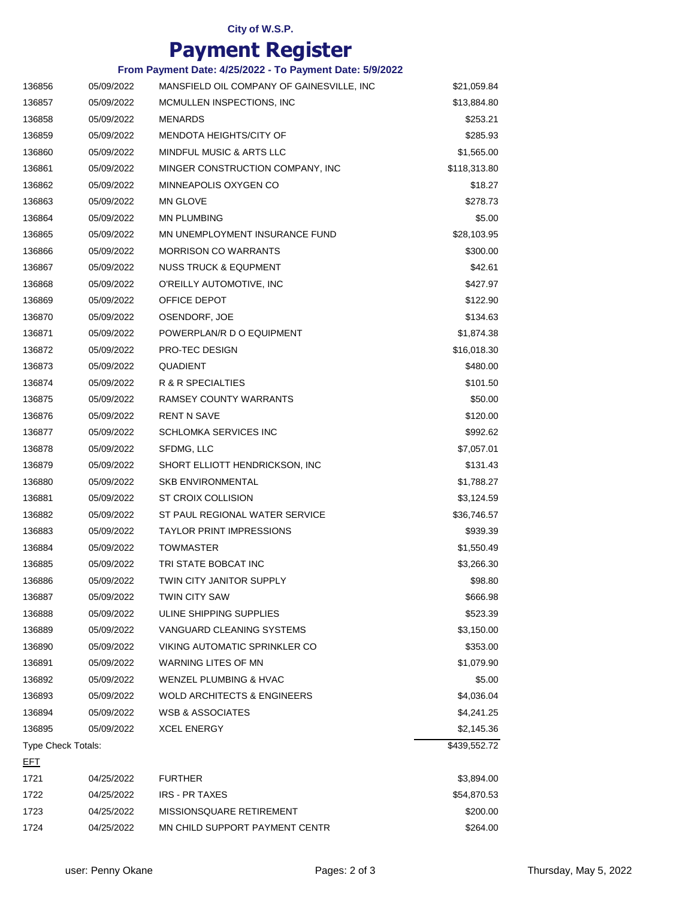City of W.S.P.

# Payment Register

### From Payment Date: 4/25/2022 - To Payment Date: 5/9/2022

| | | | |
|---|---|---|---|
| 136856 | 05/09/2022 | MANSFIELD OIL COMPANY OF GAINESVILLE, INC | $21,059.84 |
| 136857 | 05/09/2022 | MCMULLEN INSPECTIONS, INC | $13,884.80 |
| 136858 | 05/09/2022 | MENARDS | $253.21 |
| 136859 | 05/09/2022 | MENDOTA HEIGHTS/CITY OF | $285.93 |
| 136860 | 05/09/2022 | MINDFUL MUSIC & ARTS LLC | $1,565.00 |
| 136861 | 05/09/2022 | MINGER CONSTRUCTION COMPANY, INC | $118,313.80 |
| 136862 | 05/09/2022 | MINNEAPOLIS OXYGEN CO | $18.27 |
| 136863 | 05/09/2022 | MN GLOVE | $278.73 |
| 136864 | 05/09/2022 | MN PLUMBING | $5.00 |
| 136865 | 05/09/2022 | MN UNEMPLOYMENT INSURANCE FUND | $28,103.95 |
| 136866 | 05/09/2022 | MORRISON CO WARRANTS | $300.00 |
| 136867 | 05/09/2022 | NUSS TRUCK & EQUPMENT | $42.61 |
| 136868 | 05/09/2022 | O'REILLY AUTOMOTIVE, INC | $427.97 |
| 136869 | 05/09/2022 | OFFICE DEPOT | $122.90 |
| 136870 | 05/09/2022 | OSENDORF, JOE | $134.63 |
| 136871 | 05/09/2022 | POWERPLAN/R D O EQUIPMENT | $1,874.38 |
| 136872 | 05/09/2022 | PRO-TEC DESIGN | $16,018.30 |
| 136873 | 05/09/2022 | QUADIENT | $480.00 |
| 136874 | 05/09/2022 | R & R SPECIALTIES | $101.50 |
| 136875 | 05/09/2022 | RAMSEY COUNTY WARRANTS | $50.00 |
| 136876 | 05/09/2022 | RENT N SAVE | $120.00 |
| 136877 | 05/09/2022 | SCHLOMKA SERVICES INC | $992.62 |
| 136878 | 05/09/2022 | SFDMG, LLC | $7,057.01 |
| 136879 | 05/09/2022 | SHORT ELLIOTT HENDRICKSON, INC | $131.43 |
| 136880 | 05/09/2022 | SKB ENVIRONMENTAL | $1,788.27 |
| 136881 | 05/09/2022 | ST CROIX COLLISION | $3,124.59 |
| 136882 | 05/09/2022 | ST PAUL REGIONAL WATER SERVICE | $36,746.57 |
| 136883 | 05/09/2022 | TAYLOR PRINT IMPRESSIONS | $939.39 |
| 136884 | 05/09/2022 | TOWMASTER | $1,550.49 |
| 136885 | 05/09/2022 | TRI STATE BOBCAT INC | $3,266.30 |
| 136886 | 05/09/2022 | TWIN CITY JANITOR SUPPLY | $98.80 |
| 136887 | 05/09/2022 | TWIN CITY SAW | $666.98 |
| 136888 | 05/09/2022 | ULINE SHIPPING SUPPLIES | $523.39 |
| 136889 | 05/09/2022 | VANGUARD CLEANING SYSTEMS | $3,150.00 |
| 136890 | 05/09/2022 | VIKING AUTOMATIC SPRINKLER CO | $353.00 |
| 136891 | 05/09/2022 | WARNING LITES OF MN | $1,079.90 |
| 136892 | 05/09/2022 | WENZEL PLUMBING & HVAC | $5.00 |
| 136893 | 05/09/2022 | WOLD ARCHITECTS & ENGINEERS | $4,036.04 |
| 136894 | 05/09/2022 | WSB & ASSOCIATES | $4,241.25 |
| 136895 | 05/09/2022 | XCEL ENERGY | $2,145.36 |
| Type Check Totals: | | | $439,552.72 |
| EFT | | | |
| 1721 | 04/25/2022 | FURTHER | $3,894.00 |
| 1722 | 04/25/2022 | IRS - PR TAXES | $54,870.53 |
| 1723 | 04/25/2022 | MISSIONSQUARE RETIREMENT | $200.00 |
| 1724 | 04/25/2022 | MN CHILD SUPPORT PAYMENT CENTR | $264.00 |

user: Penny Okane | Pages: 2 of 3 | Thursday, May 5, 2022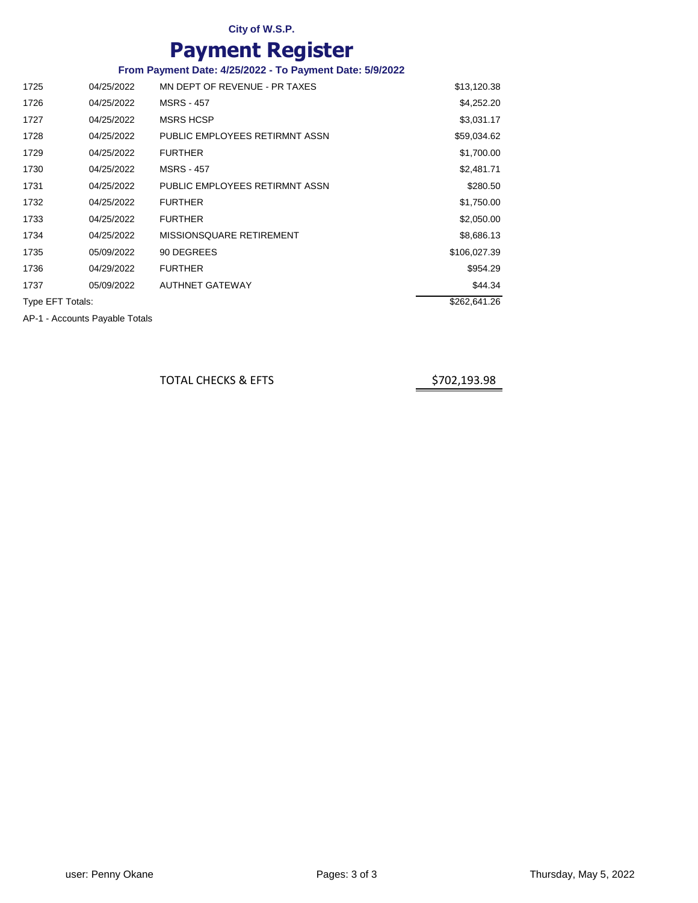City of W.S.P.

# Payment Register

**From Payment Date: 4/25/2022 - To Payment Date: 5/9/2022**

| | | | |
|---|---|---|---|
| 1725 | 04/25/2022 | MN DEPT OF REVENUE - PR TAXES | $13,120.38 |
| 1726 | 04/25/2022 | MSRS - 457 | $4,252.20 |
| 1727 | 04/25/2022 | MSRS HCSP | $3,031.17 |
| 1728 | 04/25/2022 | PUBLIC EMPLOYEES RETIRMNT ASSN | $59,034.62 |
| 1729 | 04/25/2022 | FURTHER | $1,700.00 |
| 1730 | 04/25/2022 | MSRS - 457 | $2,481.71 |
| 1731 | 04/25/2022 | PUBLIC EMPLOYEES RETIRMNT ASSN | $280.50 |
| 1732 | 04/25/2022 | FURTHER | $1,750.00 |
| 1733 | 04/25/2022 | FURTHER | $2,050.00 |
| 1734 | 04/25/2022 | MISSIONSQUARE RETIREMENT | $8,686.13 |
| 1735 | 05/09/2022 | 90 DEGREES | $106,027.39 |
| 1736 | 04/29/2022 | FURTHER | $954.29 |
| 1737 | 05/09/2022 | AUTHNET GATEWAY | $44.34 |
| Type EFT Totals: | | | $262,641.26 |

AP-1 - Accounts Payable Totals

TOTAL CHECKS & EFTS $702,193.98

user: Penny Okane

Thursday, May 5, 2022